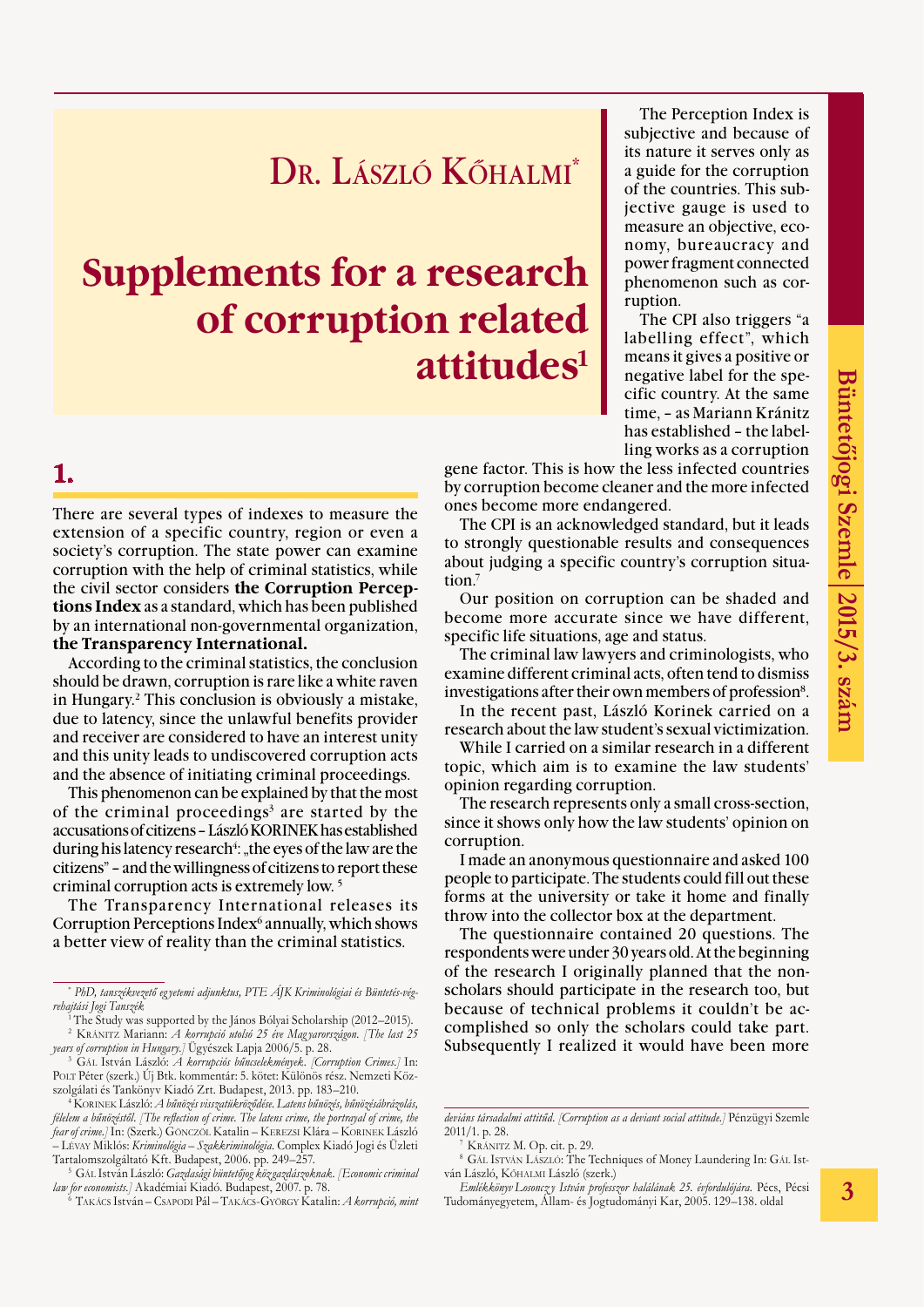# Dr. László Kőhalmi*

# Supplements for a research of corruption related attitudes[1]

## 1.

There are several types of indexes to measure the extension of a specific country, region or even a society's corruption. The state power can examine corruption with the help of criminal statistics, while the civil sector considers **the Corruption Perceptions Index** as a standard, which has been published by an international non-governmental organization, **the Transparency International.**

According to the criminal statistics, the conclusion should be drawn, corruption is rare like a white raven in Hungary.[2] This conclusion is obviously a mistake, due to latency, since the unlawful benefits provider and receiver are considered to have an interest unity and this unity leads to undiscovered corruption acts and the absence of initiating criminal proceedings.

This phenomenon can be explained by that the most of the criminal proceedings[3] are started by the accusations of citizens – László KORINEK has established during his latency research[4]: „the eyes of the law are the citizens" – and the willingness of citizens to report these criminal corruption acts is extremely low. [5]

The Transparency International releases its Corruption Perceptions Index[6] annually, which shows a better view of reality than the criminal statistics.

The Perception Index is subjective and because of its nature it serves only as a guide for the corruption of the countries. This subjective gauge is used to measure an objective, economy, bureaucracy and power fragment connected phenomenon such as corruption.

The CPI also triggers "a labelling effect", which means it gives a positive or negative label for the specific country. At the same time, – as Mariann Kránitz has established – the labelling works as a corruption gene factor. This is how the less infected countries by corruption become cleaner and the more infected ones become more endangered.

The CPI is an acknowledged standard, but it leads to strongly questionable results and consequences about judging a specific country's corruption situation.[7]

Our position on corruption can be shaded and become more accurate since we have different, specific life situations, age and status.

The criminal law lawyers and criminologists, who examine different criminal acts, often tend to dismiss investigations after their own members of profession[8].

In the recent past, László Korinek carried on a research about the law student's sexual victimization.

While I carried on a similar research in a different topic, which aim is to examine the law students' opinion regarding corruption.

The research represents only a small cross-section, since it shows only how the law students' opinion on corruption.

I made an anonymous questionnaire and asked 100 people to participate. The students could fill out these forms at the university or take it home and finally throw into the collector box at the department.

The questionnaire contained 20 questions. The respondents were under 30 years old. At the beginning of the research I originally planned that the non-scholars should participate in the research too, but because of technical problems it couldn't be accomplished so only the scholars could take part. Subsequently I realized it would have been more

---

\* *PhD, tanszékvezető egyetemi adjunktus, PTE ÁJK Kriminológiai és Büntetés-végrehajtási Jogi Tanszék*

[1] The Study was supported by the János Bólyai Scholarship (2012–2015).

[2] KRÁNITZ Mariann: *A korrupció utolsó 25 éve Magyarországon. [The last 25 years of corruption in Hungary.]* Ügyészek Lapja 2006/5. p. 28.

[3] GÁL István László: *A korrupciós bűncselekmények. [Corruption Crimes.]* In: POLT Péter (szerk.) Új Btk. kommentár: 5. kötet: Különös rész. Nemzeti Közszolgálati és Tankönyv Kiadó Zrt. Budapest, 2013. pp. 183–210.

[4] KORINEK László: *A bűnözés visszatükröződése. Latens bűnözés, bűnözésábrázolás, félelem a bűnözéstől. [The reflection of crime. The latens crime, the portrayal of crime, the fear of crime.]* In: (Szerk.) GÖNCZÖL Katalin – KEREZSI Klára – KORINEK László – LÉVAY Miklós: *Kriminológia – Szakkriminológia.* Complex Kiadó Jogi és Üzleti Tartalomszolgáltató Kft. Budapest, 2006. pp. 249–257.

[5] GÁL István László: *Gazdasági büntetőjog közgazdászoknak. [Economic criminal law for economists.]* Akadémiai Kiadó. Budapest, 2007. p. 78.

[6] TAKÁCS István – CSAPODI Pál – TAKÁCS-GYÖRGY Katalin: *A korrupció, mint deviáns társadalmi attitűd. [Corruption as a deviant social attitude.]* Pénzügyi Szemle 2011/1. p. 28.

[7] KRÁNITZ M. Op. cit. p. 29.

[8] GÁL ISTVÁN LÁSZLÓ: The Techniques of Money Laundering In: GÁL István László, KŐHALMI László (szerk.) *Emlékkönyv Losonczy István professzor halálának 25. évfordulójára.* Pécs, Pécsi Tudományegyetem, Állam- és Jogtudományi Kar, 2005. 129–138. oldal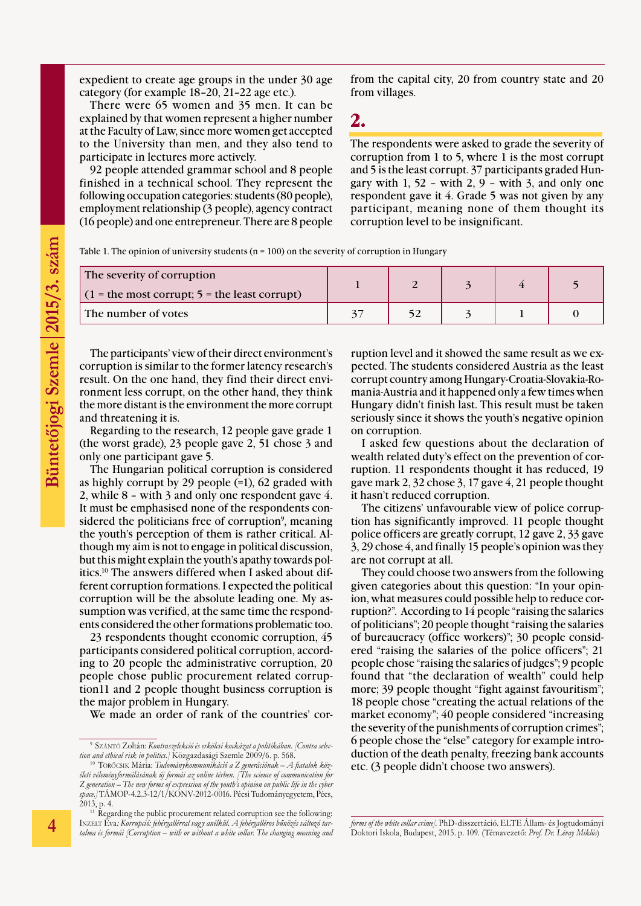expedient to create age groups in the under 30 age category (for example 18–20, 21–22 age etc.).

There were 65 women and 35 men. It can be explained by that women represent a higher number at the Faculty of Law, since more women get accepted to the University than men, and they also tend to participate in lectures more actively.

92 people attended grammar school and 8 people finished in a technical school. They represent the following occupation categories: students (80 people), employment relationship (3 people), agency contract (16 people) and one entrepreneur. There are 8 people from the capital city, 20 from country state and 20 from villages.

## 2.

The respondents were asked to grade the severity of corruption from 1 to 5, where 1 is the most corrupt and 5 is the least corrupt. 37 participants graded Hungary with 1, 52 – with 2, 9 – with 3, and only one respondent gave it 4. Grade 5 was not given by any participant, meaning none of them thought its corruption level to be insignificant.

Table 1. The opinion of university students (n = 100) on the severity of corruption in Hungary

| The severity of corruption (1 = the most corrupt; 5 = the least corrupt) | 1 | 2 | 3 | 4 | 5 |
|---|---|---|---|---|---|
| The number of votes | 37 | 52 | 3 | 1 | 0 |

The participants' view of their direct environment's corruption is similar to the former latency research's result. On the one hand, they find their direct environment less corrupt, on the other hand, they think the more distant is the environment the more corrupt and threatening it is.

Regarding to the research, 12 people gave grade 1 (the worst grade), 23 people gave 2, 51 chose 3 and only one participant gave 5.

The Hungarian political corruption is considered as highly corrupt by 29 people (=1), 62 graded with 2, while 8 – with 3 and only one respondent gave 4. It must be emphasised none of the respondents considered the politicians free of corruption[9], meaning the youth's perception of them is rather critical. Although my aim is not to engage in political discussion, but this might explain the youth's apathy towards politics.[10] The answers differed when I asked about different corruption formations. I expected the political corruption will be the absolute leading one. My assumption was verified, at the same time the respondents considered the other formations problematic too.

23 respondents thought economic corruption, 45 participants considered political corruption, according to 20 people the administrative corruption, 20 people chose public procurement related corruption11 and 2 people thought business corruption is the major problem in Hungary.

We made an order of rank of the countries' corruption level and it showed the same result as we expected. The students considered Austria as the least corrupt country among Hungary-Croatia-Slovakia-Romania-Austria and it happened only a few times when Hungary didn't finish last. This result must be taken seriously since it shows the youth's negative opinion on corruption.

I asked few questions about the declaration of wealth related duty's effect on the prevention of corruption. 11 respondents thought it has reduced, 19 gave mark 2, 32 chose 3, 17 gave 4, 21 people thought it hasn't reduced corruption.

The citizens' unfavourable view of police corruption has significantly improved. 11 people thought police officers are greatly corrupt, 12 gave 2, 33 gave 3, 29 chose 4, and finally 15 people's opinion was they are not corrupt at all.

They could choose two answers from the following given categories about this question: "In your opinion, what measures could possible help to reduce corruption?". According to 14 people "raising the salaries of politicians"; 20 people thought "raising the salaries of bureaucracy (office workers)"; 30 people considered "raising the salaries of the police officers"; 21 people chose "raising the salaries of judges"; 9 people found that "the declaration of wealth" could help more; 39 people thought "fight against favouritism"; 18 people chose "creating the actual relations of the market economy"; 40 people considered "increasing the severity of the punishments of corruption crimes"; 6 people chose the "else" category for example introduction of the death penalty, freezing bank accounts etc. (3 people didn't choose two answers).

---

[9] Szántó Zoltán: *Kontraszelekció és erkölcsi kockázat a politikában. [Contra selection and ethical risk in politics.]* Közgazdasági Szemle 2009/6. p. 568.

[10] Törőcsik Mária: *Tudománykommunikáció a Z generációnak – A fiatalok közéleti véleményformálásának új formái az online térben. [The science of communication for Z generation – The new forms of expression of the youth's opinion on public life in the cyber space.]* TÁMOP-4.2.3-12/1/KONV-2012-0016. Pécsi Tudományegyetem, Pécs, 2013, p. 4.

[11] Regarding the public procurement related corruption see the following: Inzelt Éva: *Korrupció: fehérgallérral vagy anélkül. A fehérgalléros bűnözés változó tartalma és formái [Corruption – with or without a white collar. The changing meaning and forms of the white collar crime]*. PhD-disszertáció. ELTE Állam- és Jogtudományi Doktori Iskola, Budapest, 2015. p. 109. (Témavezető: *Prof. Dr. Lévay Miklós*)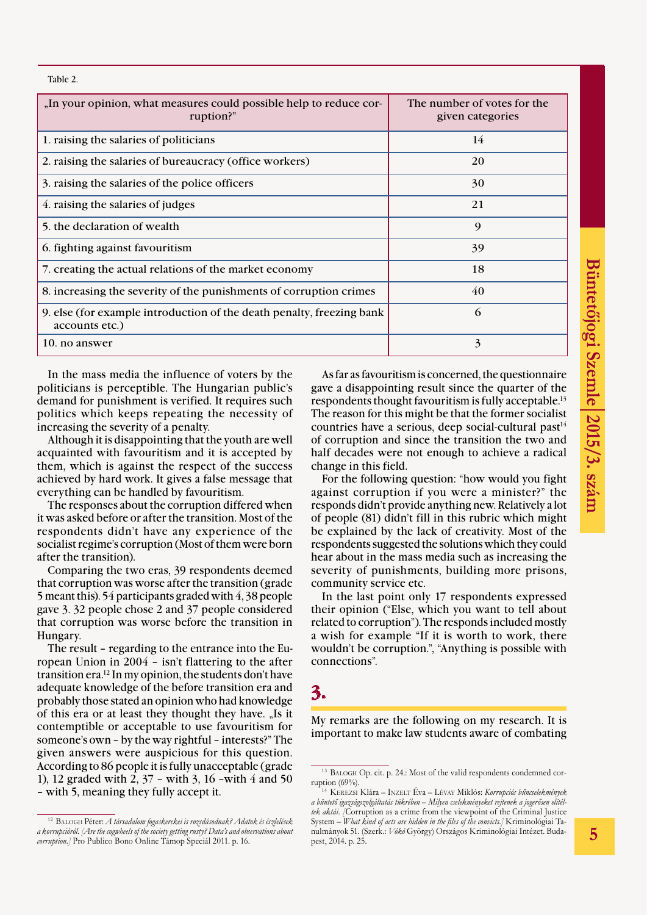Table 2.

| „In your opinion, what measures could possible help to reduce corruption?” | The number of votes for the given categories |
| --- | --- |
| 1. raising the salaries of politicians | 14 |
| 2. raising the salaries of bureaucracy (office workers) | 20 |
| 3. raising the salaries of the police officers | 30 |
| 4. raising the salaries of judges | 21 |
| 5. the declaration of wealth | 9 |
| 6. fighting against favouritism | 39 |
| 7. creating the actual relations of the market economy | 18 |
| 8. increasing the severity of the punishments of corruption crimes | 40 |
| 9. else (for example introduction of the death penalty, freezing bank accounts etc.) | 6 |
| 10. no answer | 3 |

In the mass media the influence of voters by the politicians is perceptible. The Hungarian public's demand for punishment is verified. It requires such politics which keeps repeating the necessity of increasing the severity of a penalty.

Although it is disappointing that the youth are well acquainted with favouritism and it is accepted by them, which is against the respect of the success achieved by hard work. It gives a false message that everything can be handled by favouritism.

The responses about the corruption differed when it was asked before or after the transition. Most of the respondents didn't have any experience of the socialist regime's corruption (Most of them were born after the transition).

Comparing the two eras, 39 respondents deemed that corruption was worse after the transition (grade 5 meant this). 54 participants graded with 4, 38 people gave 3. 32 people chose 2 and 37 people considered that corruption was worse before the transition in Hungary.

The result – regarding to the entrance into the European Union in 2004 – isn't flattering to the after transition era.[12] In my opinion, the students don't have adequate knowledge of the before transition era and probably those stated an opinion who had knowledge of this era or at least they thought they have. „Is it contemptible or acceptable to use favouritism for someone's own – by the way rightful – interests?" The given answers were auspicious for this question. According to 86 people it is fully unacceptable (grade 1), 12 graded with 2, 37 – with 3, 16 –with 4 and 50 – with 5, meaning they fully accept it.

As far as favouritism is concerned, the questionnaire gave a disappointing result since the quarter of the respondents thought favouritism is fully acceptable.[13] The reason for this might be that the former socialist countries have a serious, deep social-cultural past[14] of corruption and since the transition the two and half decades were not enough to achieve a radical change in this field.

For the following question: "how would you fight against corruption if you were a minister?" the responds didn't provide anything new. Relatively a lot of people (81) didn't fill in this rubric which might be explained by the lack of creativity. Most of the respondents suggested the solutions which they could hear about in the mass media such as increasing the severity of punishments, building more prisons, community service etc.

In the last point only 17 respondents expressed their opinion ("Else, which you want to tell about related to corruption"). The responds included mostly a wish for example "If it is worth to work, there wouldn't be corruption.", "Anything is possible with connections".

## 3.

My remarks are the following on my research. It is important to make law students aware of combating

---

[12] Balogh Péter: *A társadalom fogaskerekei is rozsdásodnak? Adatok és észlelések a korrupcióról. [Are the cogwheels of the society getting rusty? Data's and observations about corruption.]* Pro Publico Bono Online Támop Speciál 2011. p. 16.

[13] Balogh Op. cit. p. 24.: Most of the valid respondents condemned corruption (69%).

[14] Kerezsi Klára – Inzelt Éva – Lévay Miklós: *Korrupciós bűncselekmények a büntető igazságszolgáltatás tükrében – Milyen cselekményeket rejtenek a jogerősen elítéltek aktái. [*Corruption as a crime from the viewpoint of the Criminal Justice System – *What kind of acts are hidden in the files of the convicts.]* Kriminológiai Tanulmányok 51. (Szerk.: *Vókó* György) Országos Kriminológiai Intézet. Budapest, 2014. p. 25.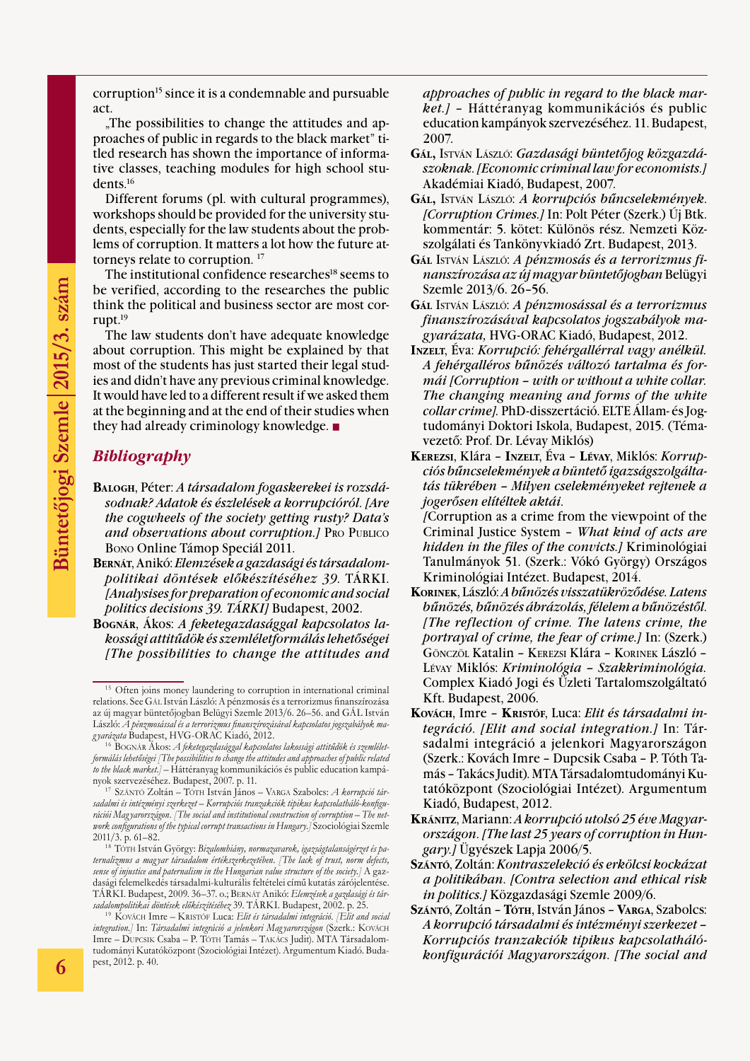corruption[15] since it is a condemnable and pursuable act.

„The possibilities to change the attitudes and approaches of public in regards to the black market" titled research has shown the importance of informative classes, teaching modules for high school students.[16]

Different forums (pl. with cultural programmes), workshops should be provided for the university students, especially for the law students about the problems of corruption. It matters a lot how the future attorneys relate to corruption. [17]

The institutional confidence researches[18] seems to be verified, according to the researches the public think the political and business sector are most corrupt.[19]

The law students don't have adequate knowledge about corruption. This might be explained by that most of the students has just started their legal studies and didn't have any previous criminal knowledge. It would have led to a different result if we asked them at the beginning and at the end of their studies when they had already criminology knowledge. ■

## *Bibliography*

**Balogh**, Péter: *A társadalom fogaskerekei is rozsdásodnak? Adatok és észlelések a korrupcióról. [Are the cogwheels of the society getting rusty? Data's and observations about corruption.]* Pro Publico Bono Online Támop Speciál 2011.

**Bernát**, Anikó: *Elemzések a gazdasági és társadalompolitikai döntések előkészítéséhez 39.* TÁRKI. *[Analysises for preparation of economic and social politics decisions 39. TÁRKI]* Budapest, 2002.

**Bognár**, Ákos: *A feketegazdasággal kapcsolatos lakossági attitűdök és szemléletformálás lehetőségei [The possibilities to change the attitudes and approaches of public in regard to the black market.]* – Háttéranyag kommunikációs és public education kampányok szervezéséhez. 11. Budapest, 2007.

**Gál,** István László: *Gazdasági büntetőjog közgazdászoknak. [Economic criminal law for economists.]* Akadémiai Kiadó, Budapest, 2007.

**Gál,** István László: *A korrupciós bűncselekmények. [Corruption Crimes.]* In: Polt Péter (Szerk.) Új Btk. kommentár: 5. kötet: Különös rész. Nemzeti Közszolgálati és Tankönyvkiadó Zrt. Budapest, 2013.

**Gál** István László: *A pénzmosás és a terrorizmus finanszírozása az új magyar büntetőjogban* Belügyi Szemle 2013/6. 26–56.

**Gál** István László: *A pénzmosással és a terrorizmus finanszírozásával kapcsolatos jogszabályok magyarázata,* HVG-ORAC Kiadó, Budapest, 2012.

**Inzelt**, Éva: *Korrupció: fehérgallérral vagy anélkül. A fehérgalléros bűnözés változó tartalma és formái [Corruption – with or without a white collar. The changing meaning and forms of the white collar crime].* PhD-disszertáció. ELTE Állam- és Jogtudományi Doktori Iskola, Budapest, 2015. (Témavezető: Prof. Dr. Lévay Miklós)

**Kerezsi**, Klára – **Inzelt**, Éva – **Lévay**, Miklós: *Korrupciós bűncselekmények a büntető igazságszolgáltatás tükrében – Milyen cselekményeket rejtenek a jogerősen elítéltek aktái.*
[Corruption as a crime from the viewpoint of the Criminal Justice System – *What kind of acts are hidden in the files of the convicts.]* Kriminológiai Tanulmányok 51. (Szerk.: Vókó György) Országos Kriminológiai Intézet. Budapest, 2014.

**Korinek**, László: *A bűnözés visszatükröződése. Latens bűnözés, bűnözés ábrázolás, félelem a bűnözéstől. [The reflection of crime. The latens crime, the portrayal of crime, the fear of crime.]* In: (Szerk.) Gönczöl Katalin – Kerezsi Klára – Korinek László – Lévay Miklós: *Kriminológia – Szakkriminológia.* Complex Kiadó Jogi és Üzleti Tartalomszolgáltató Kft. Budapest, 2006.

**Kovách**, Imre – **Kristóf**, Luca: *Elit és társadalmi integráció. [Elit and social integration.]* In: Társadalmi integráció a jelenkori Magyarországon (Szerk.: Kovách Imre – Dupcsik Csaba – P. Tóth Tamás – Takács Judit). MTA Társadalomtudományi Kutatóközpont (Szociológiai Intézet). Argumentum Kiadó, Budapest, 2012.

**Kránitz**, Mariann: *A korrupció utolsó 25 éve Magyarországon. [The last 25 years of corruption in Hungary.]* Ügyészek Lapja 2006/5.

**Szántó**, Zoltán: *Kontraszelekció és erkölcsi kockázat a politikában. [Contra selection and ethical risk in politics.]* Közgazdasági Szemle 2009/6.

**Szántó**, Zoltán – **Tóth**, István János – **Varga**, Szabolcs: *A korrupció társadalmi és intézményi szerkezet – Korrupciós tranzakciók tipikus kapcsolatháló-konfigurációi Magyarországon. [The social and*

---

[15] Often joins money laundering to corruption in international criminal relations. See Gál István László: A pénzmosás és a terrorizmus finanszírozása az új magyar büntetőjogban Belügyi Szemle 2013/6. 26–56. and Gál István László: *A pénzmosással és a terrorizmus finanszírozásával kapcsolatos jogszabályok magyarázata* Budapest, HVG-ORAC Kiadó, 2012.

[16] Bognár Ákos: *A feketegazdasággal kapcsolatos lakossági attitűdök és szemléletformálás lehetőségei [The possibilities to change the attitudes and approaches of public related to the black market.]* – Háttéranyag kommunikációs és public education kampányok szervezéséhez. Budapest, 2007. p. 11.

[17] Szántó Zoltán – Tóth István János – Varga Szabolcs: *A korrupció társadalmi és intézményi szerkezet – Korrupciós tranzakciók tipikus kapcsolatháló-konfigurációi Magyarországon. [The social and institutional construction of corruption – The network configurations of the typical corrupt transactions in Hungary.]* Szociológiai Szemle 2011/3. p. 61–82.

[18] Tóth István György: *Bizalomhiány, normazavarok, igazságtalanságérzet és paternalizmus a magyar társadalom értékszerkezetében. [The lack of trust, norm defects, sense of injustice and paternalism in the Hungarian value structure of the society.]* A gazdasági felemelkedés társadalmi-kulturális feltételei című kutatás zárójelentése. TÁRKI. Budapest, 2009. 36–37. o.; Bernát Anikó: *Elemzések a gazdasági és társadalompolitikai döntések előkészítéséhez* 39. TÁRKI. Budapest, 2002. p. 25.

[19] Kovách Imre – Kristóf Luca: *Elit és társadalmi integráció. [Elit and social integration.]* In: *Társadalmi integráció a jelenkori Magyarországon* (Szerk.: Kovách Imre – Dupcsik Csaba – P. Tóth Tamás – Takács Judit). MTA Társadalomtudományi Kutatóközpont (Szociológiai Intézet). Argumentum Kiadó. Budapest, 2012. p. 40.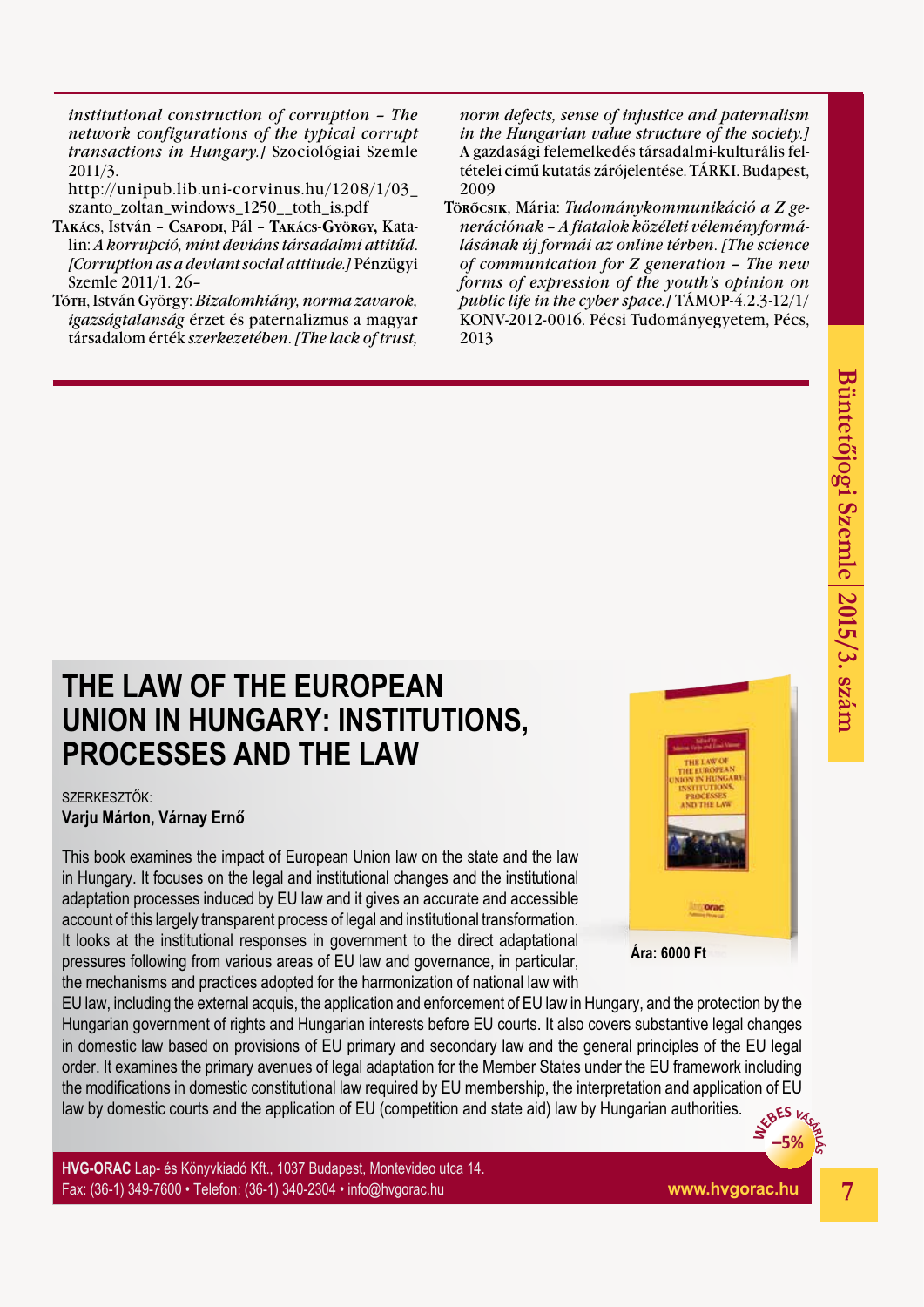*institutional construction of corruption – The network configurations of the typical corrupt transactions in Hungary.]* Szociológiai Szemle 2011/3.
http://unipub.lib.uni-corvinus.hu/1208/1/03_szanto_zoltan_windows_1250__toth_is.pdf

**Takács**, István – **Csapodi**, Pál – **Takács-György,** Katalin: *A korrupció, mint deviáns társadalmi attitűd. [Corruption as a deviant social attitude.]* Pénzügyi Szemle 2011/1. 26–

**Tóth**, István György: *Bizalomhiány, norma zavarok, igazságtalanság* érzet és paternalizmus a magyar társadalom érték *szerkezetében. [The lack of trust, norm defects, sense of injustice and paternalism in the Hungarian value structure of the society.]* A gazdasági felemelkedés társadalmi-kulturális feltételei című kutatás zárójelentése. TÁRKI. Budapest, 2009

**Törőcsik**, Mária: *Tudománykommunikáció a Z generációnak – A fiatalok közéleti véleményformálásának új formái az online térben. [The science of communication for Z generation – The new forms of expression of the youth's opinion on public life in the cyber space.]* TÁMOP-4.2.3-12/1/KONV-2012-0016. Pécsi Tudományegyetem, Pécs, 2013

## THE LAW OF THE EUROPEAN UNION IN HUNGARY: INSTITUTIONS, PROCESSES AND THE LAW

SZERKESZTŐK:
**Varju Márton, Várnay Ernő**

This book examines the impact of European Union law on the state and the law in Hungary. It focuses on the legal and institutional changes and the institutional adaptation processes induced by EU law and it gives an accurate and accessible account of this largely transparent process of legal and institutional transformation. It looks at the institutional responses in government to the direct adaptational pressures following from various areas of EU law and governance, in particular, the mechanisms and practices adopted for the harmonization of national law with EU law, including the external acquis, the application and enforcement of EU law in Hungary, and the protection by the Hungarian government of rights and Hungarian interests before EU courts. It also covers substantive legal changes in domestic law based on provisions of EU primary and secondary law and the general principles of the EU legal order. It examines the primary avenues of legal adaptation for the Member States under the EU framework including the modifications in domestic constitutional law required by EU membership, the interpretation and application of EU law by domestic courts and the application of EU (competition and state aid) law by Hungarian authorities.

**Ára: 6000 Ft**

WEBES VÁSÁRLÁS –5%

**HVG-ORAC** Lap- és Könyvkiadó Kft., 1037 Budapest, Montevideo utca 14.
Fax: (36-1) 349-7600 • Telefon: (36-1) 340-2304 • info@hvgorac.hu
**www.hvgorac.hu**